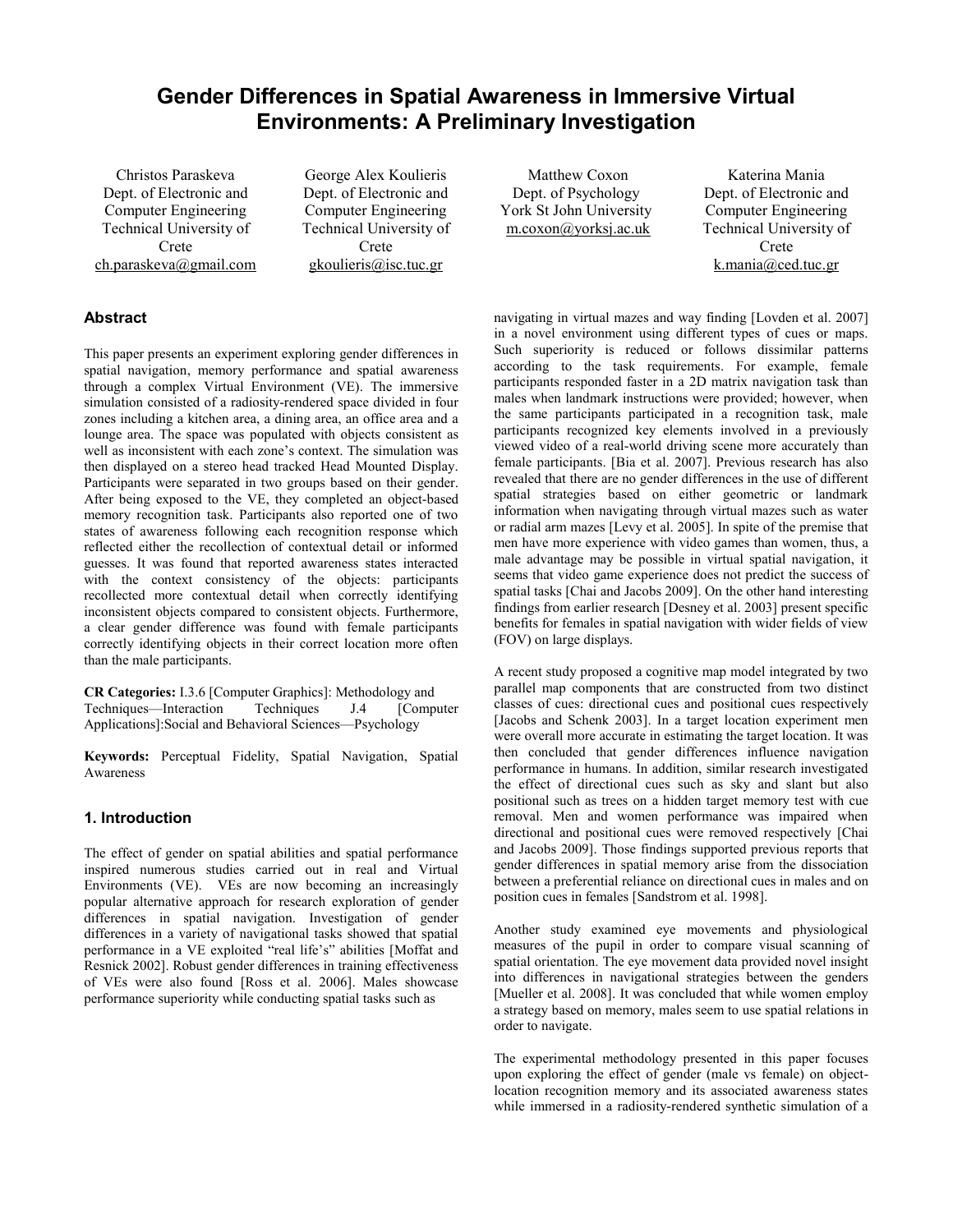# Gender Differences in Spatial Awareness in Immersive Virtual Environments: A Preliminary Investigation

Christos Paraskeva
Dept. of Electronic and Computer Engineering
Technical University of Crete
ch.paraskeva@gmail.com

George Alex Koulieris
Dept. of Electronic and Computer Engineering
Technical University of Crete
gkoulieris@isc.tuc.gr

Matthew Coxon
Dept. of Psychology
York St John University
m.coxon@yorksj.ac.uk

Katerina Mania
Dept. of Electronic and Computer Engineering
Technical University of Crete
k.mania@ced.tuc.gr

## Abstract

This paper presents an experiment exploring gender differences in spatial navigation, memory performance and spatial awareness through a complex Virtual Environment (VE). The immersive simulation consisted of a radiosity-rendered space divided in four zones including a kitchen area, a dining area, an office area and a lounge area. The space was populated with objects consistent as well as inconsistent with each zone's context. The simulation was then displayed on a stereo head tracked Head Mounted Display. Participants were separated in two groups based on their gender. After being exposed to the VE, they completed an object-based memory recognition task. Participants also reported one of two states of awareness following each recognition response which reflected either the recollection of contextual detail or informed guesses. It was found that reported awareness states interacted with the context consistency of the objects: participants recollected more contextual detail when correctly identifying inconsistent objects compared to consistent objects. Furthermore, a clear gender difference was found with female participants correctly identifying objects in their correct location more often than the male participants.

**CR Categories:** I.3.6 [Computer Graphics]: Methodology and Techniques—Interaction Techniques J.4 [Computer Applications]:Social and Behavioral Sciences—Psychology

**Keywords:** Perceptual Fidelity, Spatial Navigation, Spatial Awareness

## 1. Introduction

The effect of gender on spatial abilities and spatial performance inspired numerous studies carried out in real and Virtual Environments (VE). VEs are now becoming an increasingly popular alternative approach for research exploration of gender differences in spatial navigation. Investigation of gender differences in a variety of navigational tasks showed that spatial performance in a VE exploited "real life's" abilities [Moffat and Resnick 2002]. Robust gender differences in training effectiveness of VEs were also found [Ross et al. 2006]. Males showcase performance superiority while conducting spatial tasks such as navigating in virtual mazes and way finding [Lovden et al. 2007] in a novel environment using different types of cues or maps. Such superiority is reduced or follows dissimilar patterns according to the task requirements. For example, female participants responded faster in a 2D matrix navigation task than males when landmark instructions were provided; however, when the same participants participated in a recognition task, male participants recognized key elements involved in a previously viewed video of a real-world driving scene more accurately than female participants. [Bia et al. 2007]. Previous research has also revealed that there are no gender differences in the use of different spatial strategies based on either geometric or landmark information when navigating through virtual mazes such as water or radial arm mazes [Levy et al. 2005]. In spite of the premise that men have more experience with video games than women, thus, a male advantage may be possible in virtual spatial navigation, it seems that video game experience does not predict the success of spatial tasks [Chai and Jacobs 2009]. On the other hand interesting findings from earlier research [Desney et al. 2003] present specific benefits for females in spatial navigation with wider fields of view (FOV) on large displays.

A recent study proposed a cognitive map model integrated by two parallel map components that are constructed from two distinct classes of cues: directional cues and positional cues respectively [Jacobs and Schenk 2003]. In a target location experiment men were overall more accurate in estimating the target location. It was then concluded that gender differences influence navigation performance in humans. In addition, similar research investigated the effect of directional cues such as sky and slant but also positional such as trees on a hidden target memory test with cue removal. Men and women performance was impaired when directional and positional cues were removed respectively [Chai and Jacobs 2009]. Those findings supported previous reports that gender differences in spatial memory arise from the dissociation between a preferential reliance on directional cues in males and on position cues in females [Sandstrom et al. 1998].

Another study examined eye movements and physiological measures of the pupil in order to compare visual scanning of spatial orientation. The eye movement data provided novel insight into differences in navigational strategies between the genders [Mueller et al. 2008]. It was concluded that while women employ a strategy based on memory, males seem to use spatial relations in order to navigate.

The experimental methodology presented in this paper focuses upon exploring the effect of gender (male vs female) on object-location recognition memory and its associated awareness states while immersed in a radiosity-rendered synthetic simulation of a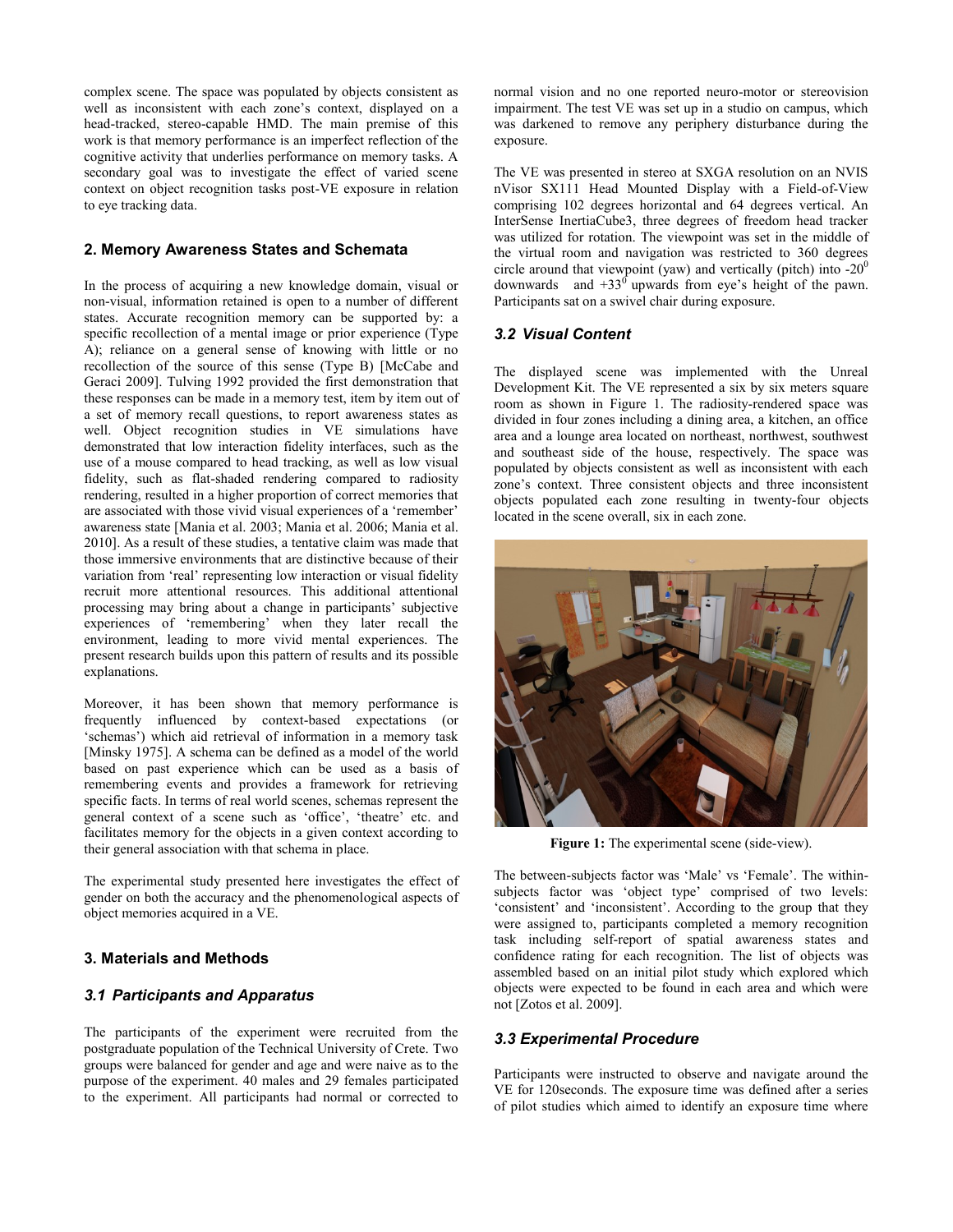complex scene. The space was populated by objects consistent as well as inconsistent with each zone's context, displayed on a head-tracked, stereo-capable HMD. The main premise of this work is that memory performance is an imperfect reflection of the cognitive activity that underlies performance on memory tasks. A secondary goal was to investigate the effect of varied scene context on object recognition tasks post-VE exposure in relation to eye tracking data.

## 2. Memory Awareness States and Schemata

In the process of acquiring a new knowledge domain, visual or non-visual, information retained is open to a number of different states. Accurate recognition memory can be supported by: a specific recollection of a mental image or prior experience (Type A); reliance on a general sense of knowing with little or no recollection of the source of this sense (Type B) [McCabe and Geraci 2009]. Tulving 1992 provided the first demonstration that these responses can be made in a memory test, item by item out of a set of memory recall questions, to report awareness states as well. Object recognition studies in VE simulations have demonstrated that low interaction fidelity interfaces, such as the use of a mouse compared to head tracking, as well as low visual fidelity, such as flat-shaded rendering compared to radiosity rendering, resulted in a higher proportion of correct memories that are associated with those vivid visual experiences of a 'remember' awareness state [Mania et al. 2003; Mania et al. 2006; Mania et al. 2010]. As a result of these studies, a tentative claim was made that those immersive environments that are distinctive because of their variation from 'real' representing low interaction or visual fidelity recruit more attentional resources. This additional attentional processing may bring about a change in participants' subjective experiences of 'remembering' when they later recall the environment, leading to more vivid mental experiences. The present research builds upon this pattern of results and its possible explanations.

Moreover, it has been shown that memory performance is frequently influenced by context-based expectations (or 'schemas') which aid retrieval of information in a memory task [Minsky 1975]. A schema can be defined as a model of the world based on past experience which can be used as a basis of remembering events and provides a framework for retrieving specific facts. In terms of real world scenes, schemas represent the general context of a scene such as 'office', 'theatre' etc. and facilitates memory for the objects in a given context according to their general association with that schema in place.

The experimental study presented here investigates the effect of gender on both the accuracy and the phenomenological aspects of object memories acquired in a VE.

## 3. Materials and Methods

### *3.1 Participants and Apparatus*

The participants of the experiment were recruited from the postgraduate population of the Technical University of Crete. Two groups were balanced for gender and age and were naive as to the purpose of the experiment. 40 males and 29 females participated to the experiment. All participants had normal or corrected to normal vision and no one reported neuro-motor or stereovision impairment. The test VE was set up in a studio on campus, which was darkened to remove any periphery disturbance during the exposure.

The VE was presented in stereo at SXGA resolution on an NVIS nVisor SX111 Head Mounted Display with a Field-of-View comprising 102 degrees horizontal and 64 degrees vertical. An InterSense InertiaCube3, three degrees of freedom head tracker was utilized for rotation. The viewpoint was set in the middle of the virtual room and navigation was restricted to 360 degrees circle around that viewpoint (yaw) and vertically (pitch) into $-20^0$ downwards and $+33^0$ upwards from eye's height of the pawn. Participants sat on a swivel chair during exposure.

### *3.2 Visual Content*

The displayed scene was implemented with the Unreal Development Kit. The VE represented a six by six meters square room as shown in Figure 1. The radiosity-rendered space was divided in four zones including a dining area, a kitchen, an office area and a lounge area located on northeast, northwest, southwest and southeast side of the house, respectively. The space was populated by objects consistent as well as inconsistent with each zone's context. Three consistent objects and three inconsistent objects populated each zone resulting in twenty-four objects located in the scene overall, six in each zone.

**Figure 1:** The experimental scene (side-view).

The between-subjects factor was 'Male' vs 'Female'. The within-subjects factor was 'object type' comprised of two levels: 'consistent' and 'inconsistent'. According to the group that they were assigned to, participants completed a memory recognition task including self-report of spatial awareness states and confidence rating for each recognition. The list of objects was assembled based on an initial pilot study which explored which objects were expected to be found in each area and which were not [Zotos et al. 2009].

### *3.3 Experimental Procedure*

Participants were instructed to observe and navigate around the VE for 120seconds. The exposure time was defined after a series of pilot studies which aimed to identify an exposure time where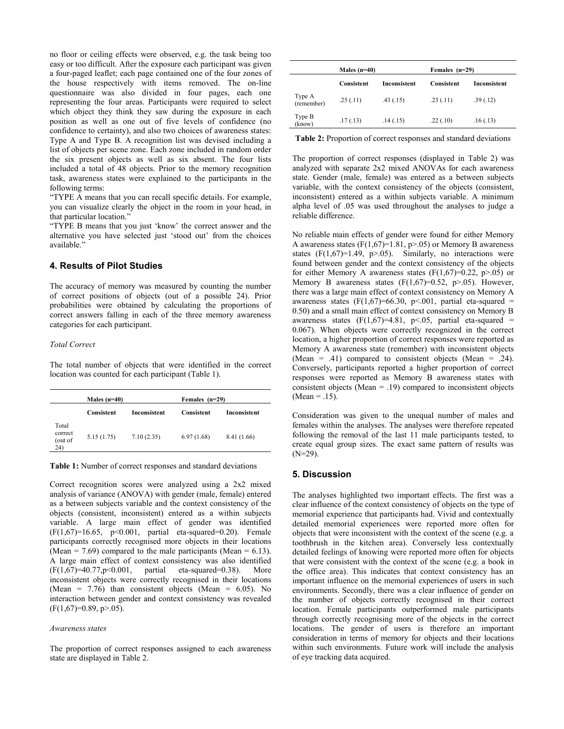no floor or ceiling effects were observed, e.g. the task being too easy or too difficult. After the exposure each participant was given a four-paged leaflet; each page contained one of the four zones of the house respectively with items removed. The on-line questionnaire was also divided in four pages, each one representing the four areas. Participants were required to select which object they think they saw during the exposure in each position as well as one out of five levels of confidence (no confidence to certainty), and also two choices of awareness states: Type A and Type B. A recognition list was devised including a list of objects per scene zone. Each zone included in random order the six present objects as well as six absent. The four lists included a total of 48 objects. Prior to the memory recognition task, awareness states were explained to the participants in the following terms:

"TYPE A means that you can recall specific details. For example, you can visualize clearly the object in the room in your head, in that particular location."

"TYPE B means that you just 'know' the correct answer and the alternative you have selected just 'stood out' from the choices available."

## 4. Results of Pilot Studies

The accuracy of memory was measured by counting the number of correct positions of objects (out of a possible 24). Prior probabilities were obtained by calculating the proportions of correct answers falling in each of the three memory awareness categories for each participant.

*Total Correct*

The total number of objects that were identified in the correct location was counted for each participant (Table 1).

| | Males (n=40) | | Females (n=29) | |
|---|---|---|---|---|
| | Consistent | Inconsistent | Consistent | Inconsistent |
| Total correct (out of 24) | 5.15 (1.75) | 7.10 (2.35) | 6.97 (1.68) | 8.41 (1.66) |

**Table 1:** Number of correct responses and standard deviations

Correct recognition scores were analyzed using a 2x2 mixed analysis of variance (ANOVA) with gender (male, female) entered as a between subjects variable and the context consistency of the objects (consistent, inconsistent) entered as a within subjects variable. A large main effect of gender was identified ($F(1,67)=16.65$, $p<0.001$, partial eta-squared=0.20). Female participants correctly recognised more objects in their locations (Mean = 7.69) compared to the male participants (Mean = 6.13). A large main effect of context consistency was also identified ($F(1,67)=40.77, p<0.001$, partial eta-squared=0.38). More inconsistent objects were correctly recognised in their locations (Mean = 7.76) than consistent objects (Mean = 6.05). No interaction between gender and context consistency was revealed ($F(1,67)=0.89$, $p>.05$).

*Awareness states*

The proportion of correct responses assigned to each awareness state are displayed in Table 2.

| | Males (n=40) | | Females (n=29) | |
|---|---|---|---|---|
| | Consistent | Inconsistent | Consistent | Inconsistent |
| Type A (remember) | .25 (.11) | .43 (.15) | .23 (.11) | .39 (.12) |
| Type B (know) | .17 (.13) | .14 (.15) | .22 (.10) | .16 (.13) |

**Table 2:** Proportion of correct responses and standard deviations

The proportion of correct responses (displayed in Table 2) was analyzed with separate 2x2 mixed ANOVAs for each awareness state. Gender (male, female) was entered as a between subjects variable, with the context consistency of the objects (consistent, inconsistent) entered as a within subjects variable. A minimum alpha level of .05 was used throughout the analyses to judge a reliable difference.

No reliable main effects of gender were found for either Memory A awareness states ($F(1,67)=1.81$, $p>.05$) or Memory B awareness states ($F(1,67)=1.49$, $p>.05$). Similarly, no interactions were found between gender and the context consistency of the objects for either Memory A awareness states ($F(1,67)=0.22$, $p>.05$) or Memory B awareness states ($F(1,67)=0.52$, $p>.05$). However, there was a large main effect of context consistency on Memory A awareness states ($F(1,67)=66.30$, $p<.001$, partial eta-squared = 0.50) and a small main effect of context consistency on Memory B awareness states ($F(1,67)=4.81$, $p<.05$, partial eta-squared = 0.067). When objects were correctly recognized in the correct location, a higher proportion of correct responses were reported as Memory A awareness state (remember) with inconsistent objects (Mean = .41) compared to consistent objects (Mean = .24). Conversely, participants reported a higher proportion of correct responses were reported as Memory B awareness states with consistent objects (Mean = .19) compared to inconsistent objects (Mean = .15).

Consideration was given to the unequal number of males and females within the analyses. The analyses were therefore repeated following the removal of the last 11 male participants tested, to create equal group sizes. The exact same pattern of results was (N=29).

## 5. Discussion

The analyses highlighted two important effects. The first was a clear influence of the context consistency of objects on the type of memorial experience that participants had. Vivid and contextually detailed memorial experiences were reported more often for objects that were inconsistent with the context of the scene (e.g. a toothbrush in the kitchen area). Conversely less contextually detailed feelings of knowing were reported more often for objects that were consistent with the context of the scene (e.g. a book in the office area). This indicates that context consistency has an important influence on the memorial experiences of users in such environments. Secondly, there was a clear influence of gender on the number of objects correctly recognised in their correct location. Female participants outperformed male participants through correctly recognising more of the objects in the correct locations. The gender of users is therefore an important consideration in terms of memory for objects and their locations within such environments. Future work will include the analysis of eye tracking data acquired.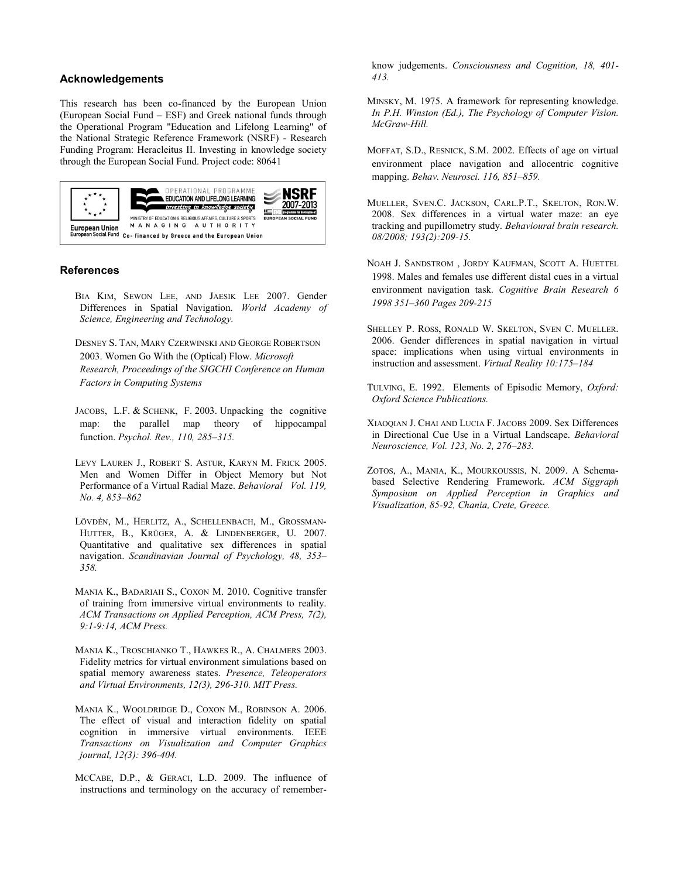## Acknowledgements

This research has been co-financed by the European Union (European Social Fund – ESF) and Greek national funds through the Operational Program "Education and Lifelong Learning" of the National Strategic Reference Framework (NSRF) - Research Funding Program: Heracleitus II. Investing in knowledge society through the European Social Fund. Project code: 80641

European Union
European Social Fund
OPERATIONAL PROGRAMME
EDUCATION AND LIFELONG LEARNING
investing in knowledge society
MINISTRY OF EDUCATION & RELIGIOUS AFFAIRS, CULTURE & SPORTS
MANAGING AUTHORITY
NSRF 2007-2013
EUROPEAN SOCIAL FUND
Co-financed by Greece and the European Union

## References

BIA KIM, SEWON LEE, AND JAESIK LEE 2007. Gender Differences in Spatial Navigation. *World Academy of Science, Engineering and Technology.*

DESNEY S. TAN, MARY CZERWINSKI AND GEORGE ROBERTSON 2003. Women Go With the (Optical) Flow. *Microsoft Research, Proceedings of the SIGCHI Conference on Human Factors in Computing Systems*

JACOBS, L.F. & SCHENK, F. 2003. Unpacking the cognitive map: the parallel map theory of hippocampal function. *Psychol. Rev., 110, 285–315.*

LEVY LAUREN J., ROBERT S. ASTUR, KARYN M. FRICK 2005. Men and Women Differ in Object Memory but Not Performance of a Virtual Radial Maze. *Behavioral Vol. 119, No. 4, 853–862*

LÖVDÉN, M., HERLITZ, A., SCHELLENBACH, M., GROSSMAN-HUTTER, B., KRÜGER, A. & LINDENBERGER, U. 2007. Quantitative and qualitative sex differences in spatial navigation. *Scandinavian Journal of Psychology, 48, 353–358.*

MANIA K., BADARIAH S., COXON M. 2010. Cognitive transfer of training from immersive virtual environments to reality. *ACM Transactions on Applied Perception, ACM Press, 7(2), 9:1-9:14, ACM Press.*

MANIA K., TROSCHIANKO T., HAWKES R., A. CHALMERS 2003. Fidelity metrics for virtual environment simulations based on spatial memory awareness states. *Presence, Teleoperators and Virtual Environments, 12(3), 296-310. MIT Press.*

MANIA K., WOOLDRIDGE D., COXON M., ROBINSON A. 2006. The effect of visual and interaction fidelity on spatial cognition in immersive virtual environments. IEEE *Transactions on Visualization and Computer Graphics journal, 12(3): 396-404.*

MCCABE, D.P., & GERACI, L.D. 2009. The influence of instructions and terminology on the accuracy of remember-know judgements. *Consciousness and Cognition, 18, 401-413.*

MINSKY, M. 1975. A framework for representing knowledge. *In P.H. Winston (Ed.), The Psychology of Computer Vision. McGraw-Hill.*

MOFFAT, S.D., RESNICK, S.M. 2002. Effects of age on virtual environment place navigation and allocentric cognitive mapping. *Behav. Neurosci. 116, 851–859.*

MUELLER, SVEN.C. JACKSON, CARL.P.T., SKELTON, RON.W. 2008. Sex differences in a virtual water maze: an eye tracking and pupillometry study. *Behavioural brain research. 08/2008; 193(2):209-15.*

NOAH J. SANDSTROM , JORDY KAUFMAN, SCOTT A. HUETTEL 1998. Males and females use different distal cues in a virtual environment navigation task. *Cognitive Brain Research 6 1998 351–360 Pages 209-215*

SHELLEY P. ROSS, RONALD W. SKELTON, SVEN C. MUELLER. 2006. Gender differences in spatial navigation in virtual space: implications when using virtual environments in instruction and assessment. *Virtual Reality 10:175–184*

TULVING, E. 1992. Elements of Episodic Memory, *Oxford: Oxford Science Publications.*

XIAOQIAN J. CHAI AND LUCIA F. JACOBS 2009. Sex Differences in Directional Cue Use in a Virtual Landscape. *Behavioral Neuroscience, Vol. 123, No. 2, 276–283.*

ZOTOS, A., MANIA, K., MOURKOUSSIS, N. 2009. A Schema-based Selective Rendering Framework. *ACM Siggraph Symposium on Applied Perception in Graphics and Visualization, 85-92, Chania, Crete, Greece.*